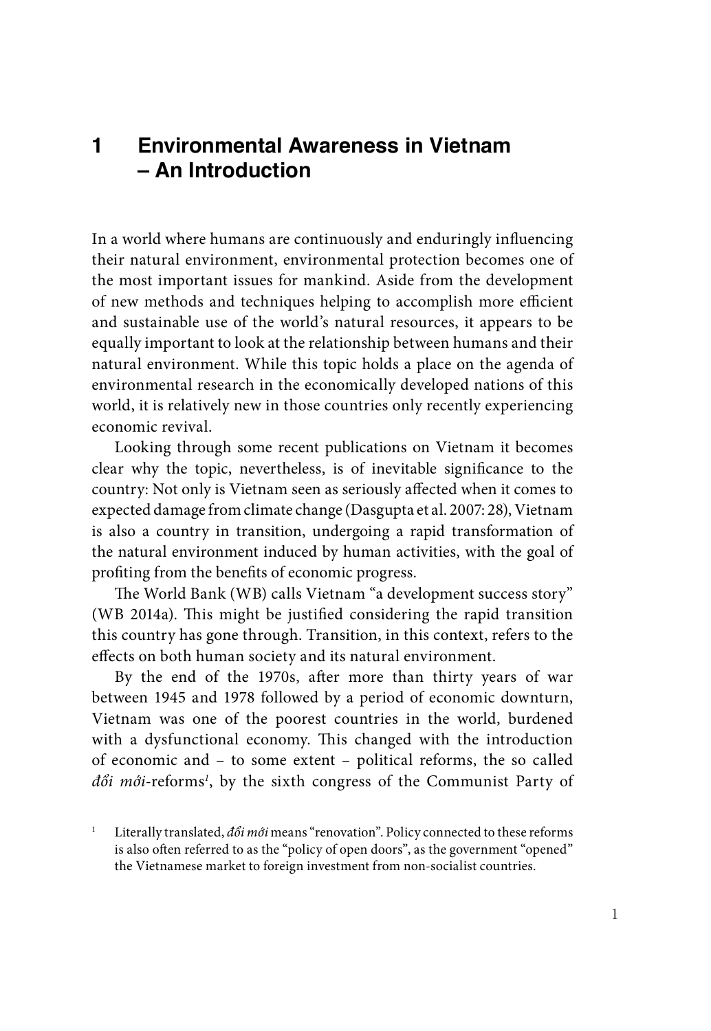# 1 Environmental Awareness in Vietnam – An Introduction

In a world where humans are continuously and enduringly influencing their natural environment, environmental protection becomes one of the most important issues for mankind. Aside from the development of new methods and techniques helping to accomplish more efficient and sustainable use of the world's natural resources, it appears to be equally important to look at the relationship between humans and their natural environment. While this topic holds a place on the agenda of environmental research in the economically developed nations of this world, it is relatively new in those countries only recently experiencing economic revival.

Looking through some recent publications on Vietnam it becomes clear why the topic, nevertheless, is of inevitable significance to the country: Not only is Vietnam seen as seriously affected when it comes to expected damage from climate change (Dasgupta et al. 2007: 28), Vietnam is also a country in transition, undergoing a rapid transformation of the natural environment induced by human activities, with the goal of profiting from the benefits of economic progress.

The World Bank (WB) calls Vietnam "a development success story" (WB 2014a). This might be justified considering the rapid transition this country has gone through. Transition, in this context, refers to the effects on both human society and its natural environment.

By the end of the 1970s, after more than thirty years of war between 1945 and 1978 followed by a period of economic downturn, Vietnam was one of the poorest countries in the world, burdened with a dysfunctional economy. This changed with the introduction of economic and – to some extent – political reforms, the so called *đổi mới*-reforms[1], by the sixth congress of the Communist Party of

[1] Literally translated, *đổi mới* means "renovation". Policy connected to these reforms is also often referred to as the "policy of open doors", as the government "opened" the Vietnamese market to foreign investment from non-socialist countries.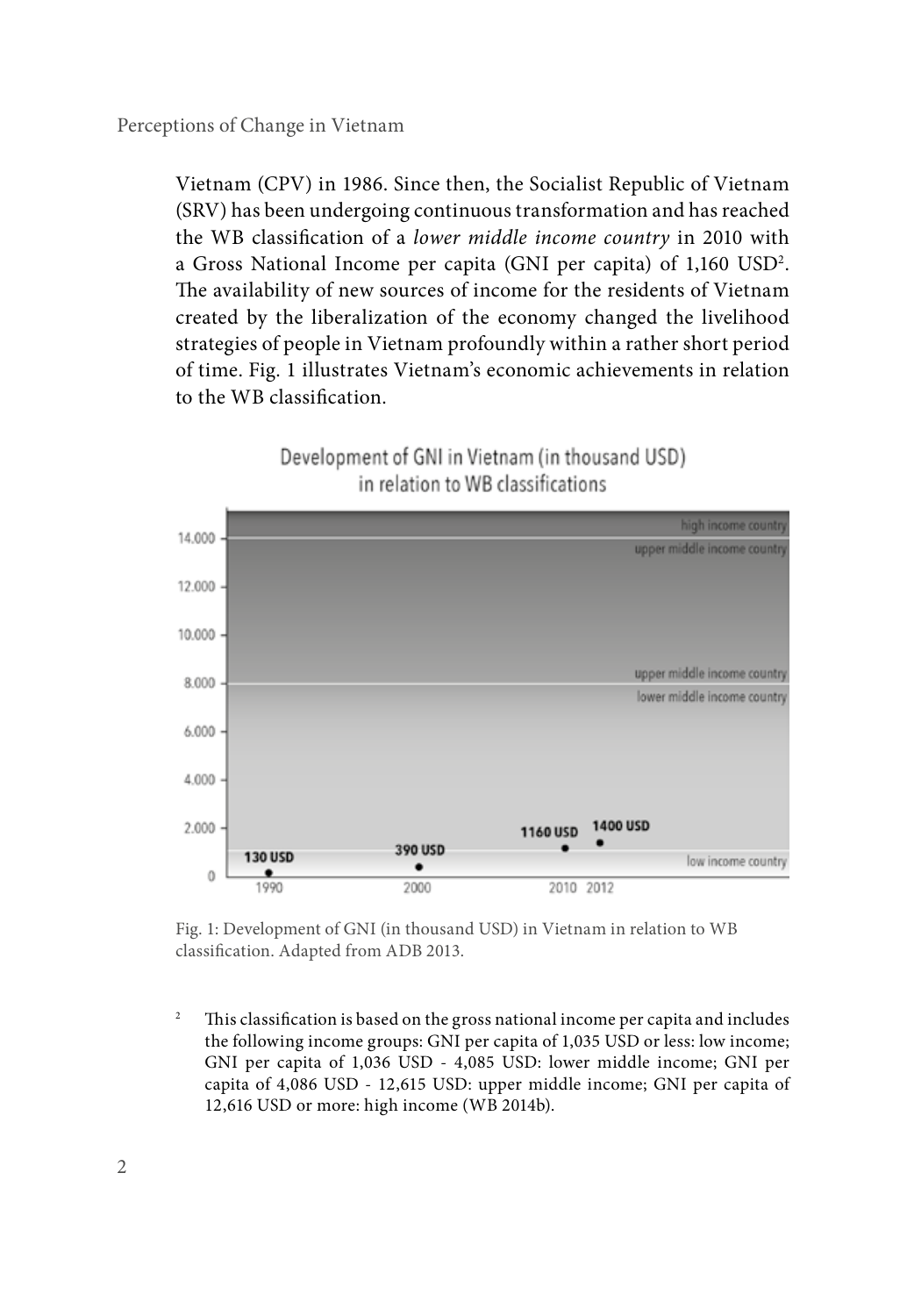Vietnam (CPV) in 1986. Since then, the Socialist Republic of Vietnam (SRV) has been undergoing continuous transformation and has reached the WB classification of a *lower middle income country* in 2010 with a Gross National Income per capita (GNI per capita) of 1,160 USD[2]. The availability of new sources of income for the residents of Vietnam created by the liberalization of the economy changed the livelihood strategies of people in Vietnam profoundly within a rather short period of time. Fig. 1 illustrates Vietnam's economic achievements in relation to the WB classification.

Fig. 1: Development of GNI (in thousand USD) in Vietnam in relation to WB classification. Adapted from ADB 2013.

[2] This classification is based on the gross national income per capita and includes the following income groups: GNI per capita of 1,035 USD or less: low income; GNI per capita of 1,036 USD - 4,085 USD: lower middle income; GNI per capita of 4,086 USD - 12,615 USD: upper middle income; GNI per capita of 12,616 USD or more: high income (WB 2014b).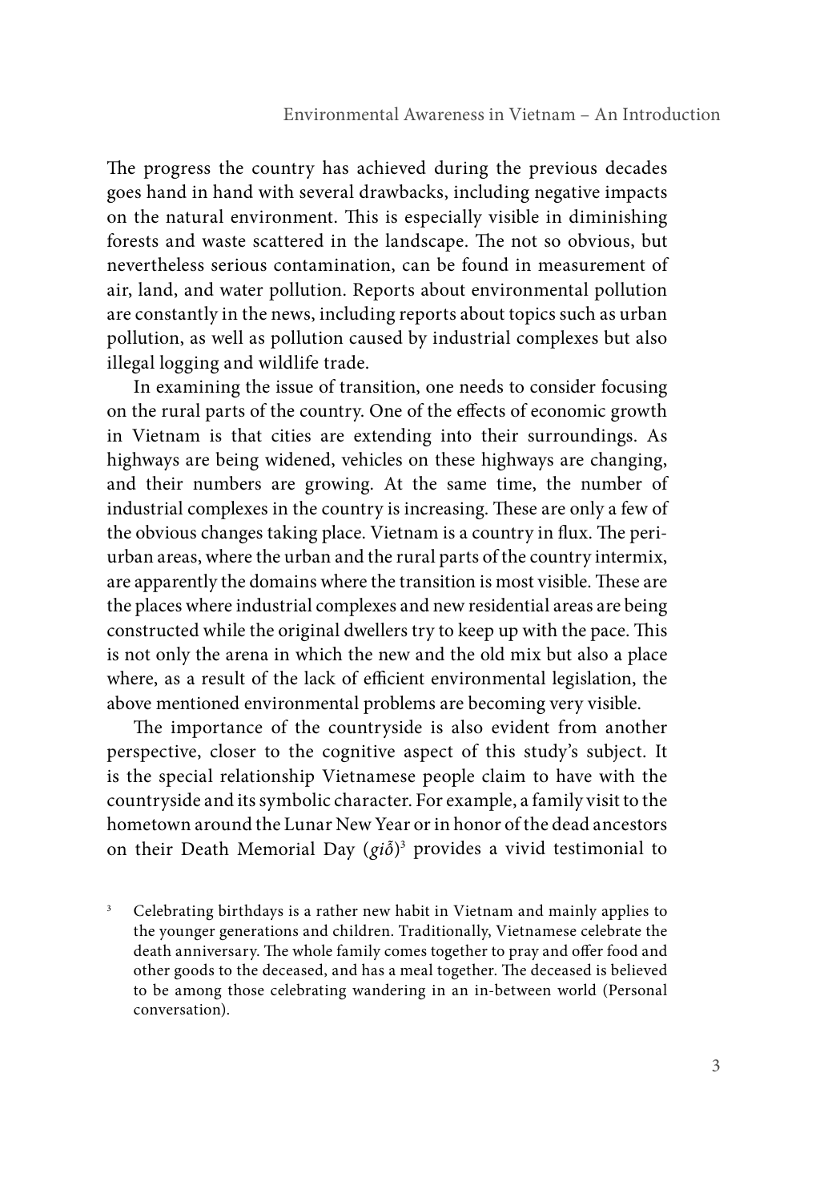The progress the country has achieved during the previous decades goes hand in hand with several drawbacks, including negative impacts on the natural environment. This is especially visible in diminishing forests and waste scattered in the landscape. The not so obvious, but nevertheless serious contamination, can be found in measurement of air, land, and water pollution. Reports about environmental pollution are constantly in the news, including reports about topics such as urban pollution, as well as pollution caused by industrial complexes but also illegal logging and wildlife trade.

In examining the issue of transition, one needs to consider focusing on the rural parts of the country. One of the effects of economic growth in Vietnam is that cities are extending into their surroundings. As highways are being widened, vehicles on these highways are changing, and their numbers are growing. At the same time, the number of industrial complexes in the country is increasing. These are only a few of the obvious changes taking place. Vietnam is a country in flux. The peri-urban areas, where the urban and the rural parts of the country intermix, are apparently the domains where the transition is most visible. These are the places where industrial complexes and new residential areas are being constructed while the original dwellers try to keep up with the pace. This is not only the arena in which the new and the old mix but also a place where, as a result of the lack of efficient environmental legislation, the above mentioned environmental problems are becoming very visible.

The importance of the countryside is also evident from another perspective, closer to the cognitive aspect of this study's subject. It is the special relationship Vietnamese people claim to have with the countryside and its symbolic character. For example, a family visit to the hometown around the Lunar New Year or in honor of the dead ancestors on their Death Memorial Day (*giỗ*)[3] provides a vivid testimonial to

[3] Celebrating birthdays is a rather new habit in Vietnam and mainly applies to the younger generations and children. Traditionally, Vietnamese celebrate the death anniversary. The whole family comes together to pray and offer food and other goods to the deceased, and has a meal together. The deceased is believed to be among those celebrating wandering in an in-between world (Personal conversation).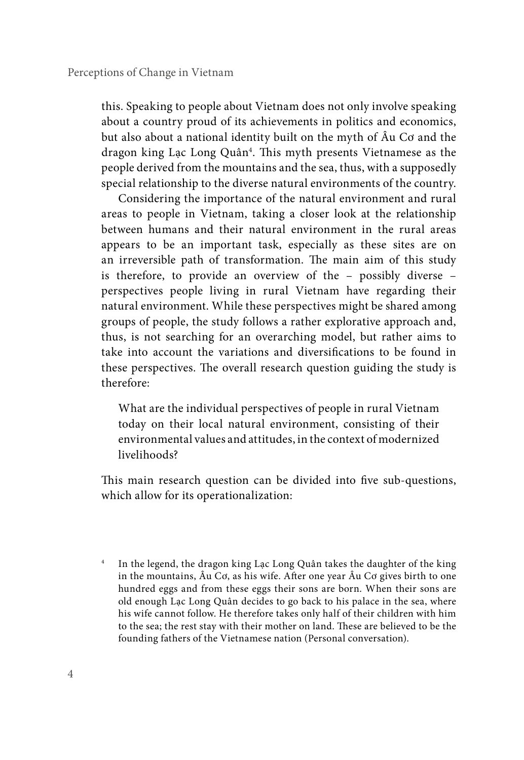this. Speaking to people about Vietnam does not only involve speaking about a country proud of its achievements in politics and economics, but also about a national identity built on the myth of Âu Cơ and the dragon king Lạc Long Quân[4]. This myth presents Vietnamese as the people derived from the mountains and the sea, thus, with a supposedly special relationship to the diverse natural environments of the country.

Considering the importance of the natural environment and rural areas to people in Vietnam, taking a closer look at the relationship between humans and their natural environment in the rural areas appears to be an important task, especially as these sites are on an irreversible path of transformation. The main aim of this study is therefore, to provide an overview of the – possibly diverse – perspectives people living in rural Vietnam have regarding their natural environment. While these perspectives might be shared among groups of people, the study follows a rather explorative approach and, thus, is not searching for an overarching model, but rather aims to take into account the variations and diversifications to be found in these perspectives. The overall research question guiding the study is therefore:

> What are the individual perspectives of people in rural Vietnam today on their local natural environment, consisting of their environmental values and attitudes, in the context of modernized livelihoods?

This main research question can be divided into five sub-questions, which allow for its operationalization:

[4] In the legend, the dragon king Lạc Long Quân takes the daughter of the king in the mountains, Âu Cơ, as his wife. After one year Âu Cơ gives birth to one hundred eggs and from these eggs their sons are born. When their sons are old enough Lạc Long Quân decides to go back to his palace in the sea, where his wife cannot follow. He therefore takes only half of their children with him to the sea; the rest stay with their mother on land. These are believed to be the founding fathers of the Vietnamese nation (Personal conversation).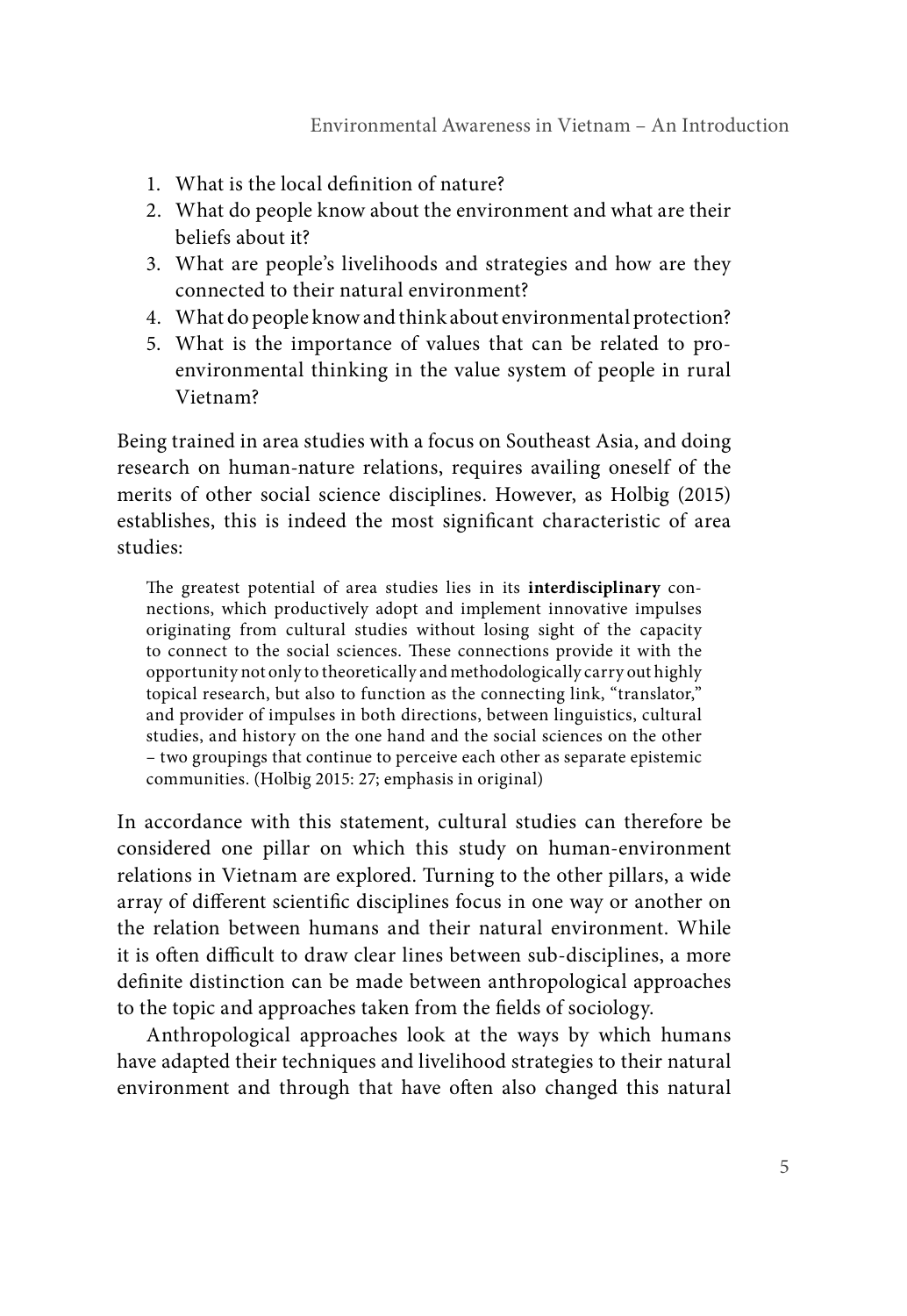1. What is the local definition of nature?
2. What do people know about the environment and what are their beliefs about it?
3. What are people's livelihoods and strategies and how are they connected to their natural environment?
4. What do people know and think about environmental protection?
5. What is the importance of values that can be related to pro-environmental thinking in the value system of people in rural Vietnam?

Being trained in area studies with a focus on Southeast Asia, and doing research on human-nature relations, requires availing oneself of the merits of other social science disciplines. However, as Holbig (2015) establishes, this is indeed the most significant characteristic of area studies:

> The greatest potential of area studies lies in its **interdisciplinary** connections, which productively adopt and implement innovative impulses originating from cultural studies without losing sight of the capacity to connect to the social sciences. These connections provide it with the opportunity not only to theoretically and methodologically carry out highly topical research, but also to function as the connecting link, "translator," and provider of impulses in both directions, between linguistics, cultural studies, and history on the one hand and the social sciences on the other – two groupings that continue to perceive each other as separate epistemic communities. (Holbig 2015: 27; emphasis in original)

In accordance with this statement, cultural studies can therefore be considered one pillar on which this study on human-environment relations in Vietnam are explored. Turning to the other pillars, a wide array of different scientific disciplines focus in one way or another on the relation between humans and their natural environment. While it is often difficult to draw clear lines between sub-disciplines, a more definite distinction can be made between anthropological approaches to the topic and approaches taken from the fields of sociology.

Anthropological approaches look at the ways by which humans have adapted their techniques and livelihood strategies to their natural environment and through that have often also changed this natural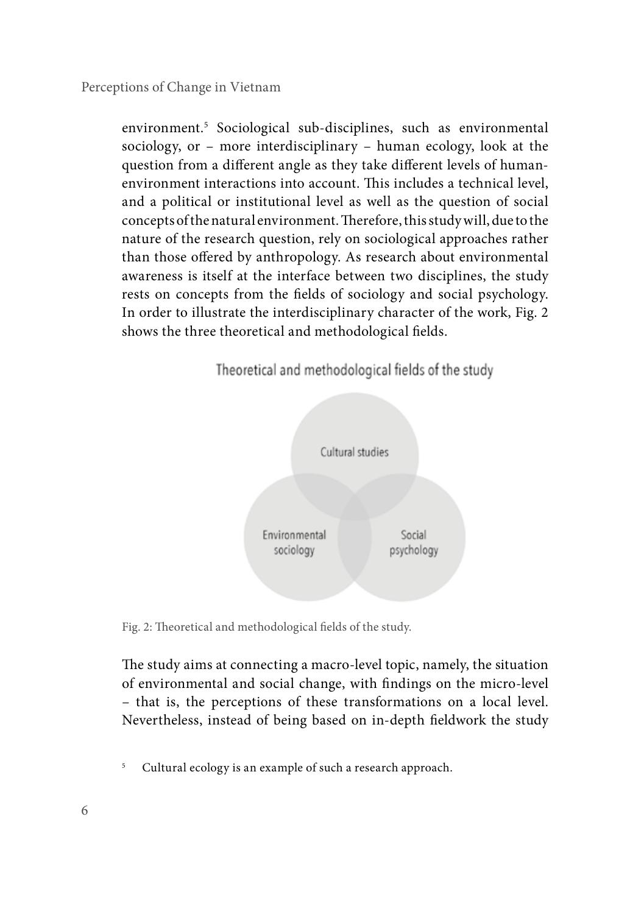environment.[5] Sociological sub-disciplines, such as environmental sociology, or – more interdisciplinary – human ecology, look at the question from a different angle as they take different levels of human-environment interactions into account. This includes a technical level, and a political or institutional level as well as the question of social concepts of the natural environment. Therefore, this study will, due to the nature of the research question, rely on sociological approaches rather than those offered by anthropology. As research about environmental awareness is itself at the interface between two disciplines, the study rests on concepts from the fields of sociology and social psychology. In order to illustrate the interdisciplinary character of the work, Fig. 2 shows the three theoretical and methodological fields.

Theoretical and methodological fields of the study

Cultural studies

Environmental sociology

Social psychology

Fig. 2: Theoretical and methodological fields of the study.

The study aims at connecting a macro-level topic, namely, the situation of environmental and social change, with findings on the micro-level – that is, the perceptions of these transformations on a local level. Nevertheless, instead of being based on in-depth fieldwork the study

[5] Cultural ecology is an example of such a research approach.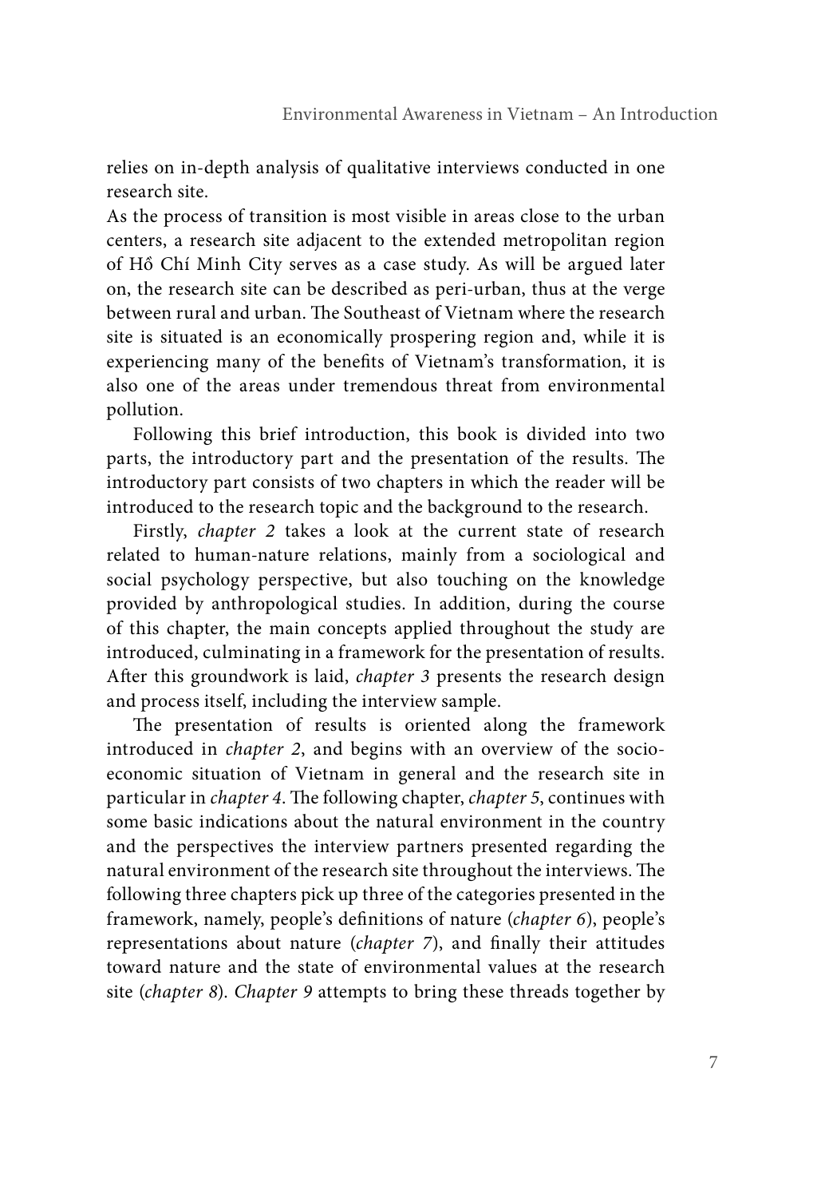relies on in-depth analysis of qualitative interviews conducted in one research site.

As the process of transition is most visible in areas close to the urban centers, a research site adjacent to the extended metropolitan region of Hồ Chí Minh City serves as a case study. As will be argued later on, the research site can be described as peri-urban, thus at the verge between rural and urban. The Southeast of Vietnam where the research site is situated is an economically prospering region and, while it is experiencing many of the benefits of Vietnam's transformation, it is also one of the areas under tremendous threat from environmental pollution.

Following this brief introduction, this book is divided into two parts, the introductory part and the presentation of the results. The introductory part consists of two chapters in which the reader will be introduced to the research topic and the background to the research.

Firstly, *chapter 2* takes a look at the current state of research related to human-nature relations, mainly from a sociological and social psychology perspective, but also touching on the knowledge provided by anthropological studies. In addition, during the course of this chapter, the main concepts applied throughout the study are introduced, culminating in a framework for the presentation of results. After this groundwork is laid, *chapter 3* presents the research design and process itself, including the interview sample.

The presentation of results is oriented along the framework introduced in *chapter 2*, and begins with an overview of the socio-economic situation of Vietnam in general and the research site in particular in *chapter 4*. The following chapter, *chapter 5*, continues with some basic indications about the natural environment in the country and the perspectives the interview partners presented regarding the natural environment of the research site throughout the interviews. The following three chapters pick up three of the categories presented in the framework, namely, people's definitions of nature (*chapter 6*), people's representations about nature (*chapter 7*), and finally their attitudes toward nature and the state of environmental values at the research site (*chapter 8*). *Chapter 9* attempts to bring these threads together by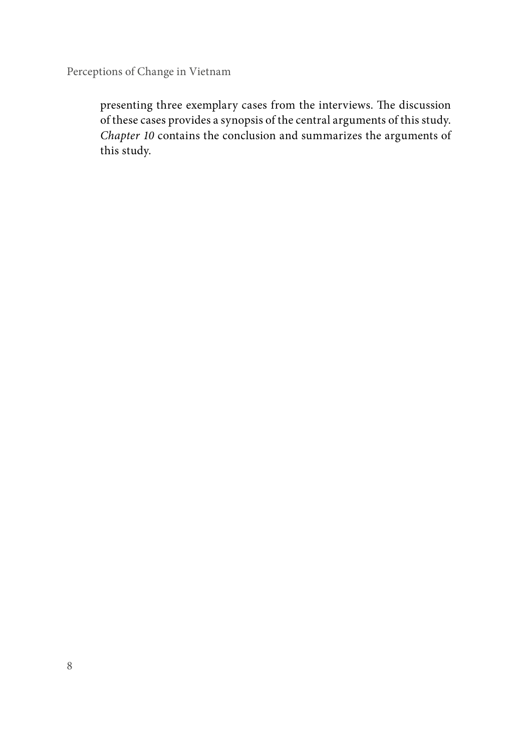presenting three exemplary cases from the interviews. The discussion of these cases provides a synopsis of the central arguments of this study. *Chapter 10* contains the conclusion and summarizes the arguments of this study.